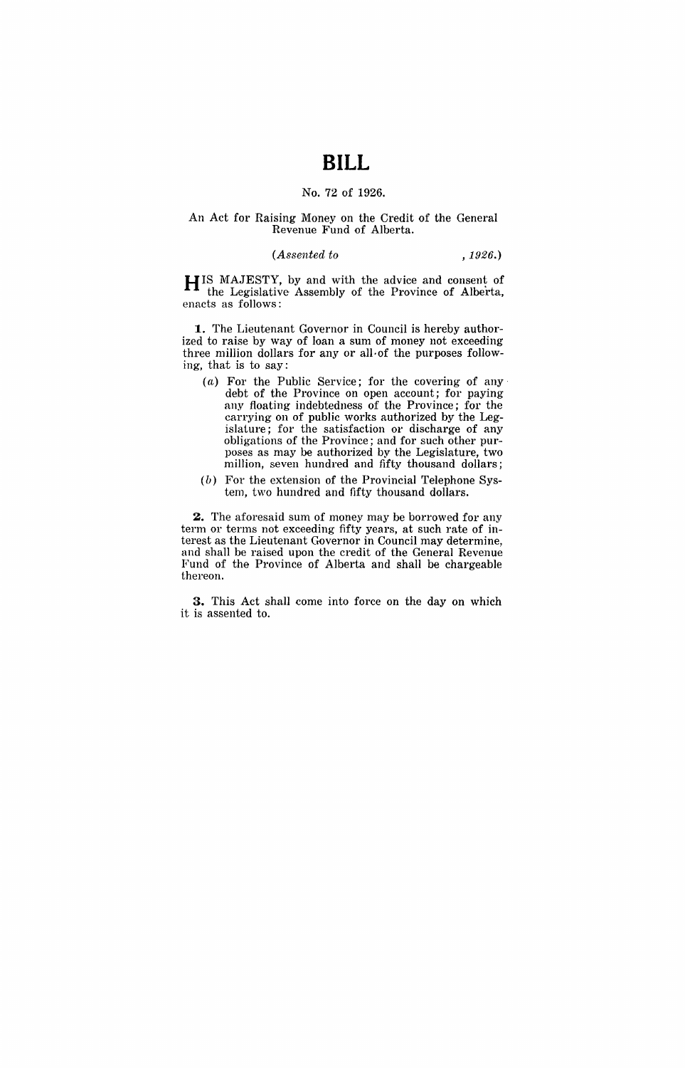# BILL

No. 72 of 1926.

An Act for Raising Money on the Credit of the General Revenue Fund of Alberta.

*(Assented to , 1926.)*

HIS MAJESTY, by and with the advice and consent of the Legislative Assembly of the Province of Alberta, enacts as follows:

**1.** The Lieutenant Governor in Council is hereby authorized to raise by way of loan a sum of money not exceeding three million dollars for any or all of the purposes following, that is to say:

(*a*) For the Public Service; for the covering of any debt of the Province on open account; for paying any floating indebtedness of the Province; for the carrying on of public works authorized by the Legislature; for the satisfaction or discharge of any obligations of the Province; and for such other purposes as may be authorized by the Legislature, two million, seven hundred and fifty thousand dollars;

(*b*) For the extension of the Provincial Telephone System, two hundred and fifty thousand dollars.

**2.** The aforesaid sum of money may be borrowed for any term or terms not exceeding fifty years, at such rate of interest as the Lieutenant Governor in Council may determine, and shall be raised upon the credit of the General Revenue Fund of the Province of Alberta and shall be chargeable thereon.

**3.** This Act shall come into force on the day on which it is assented to.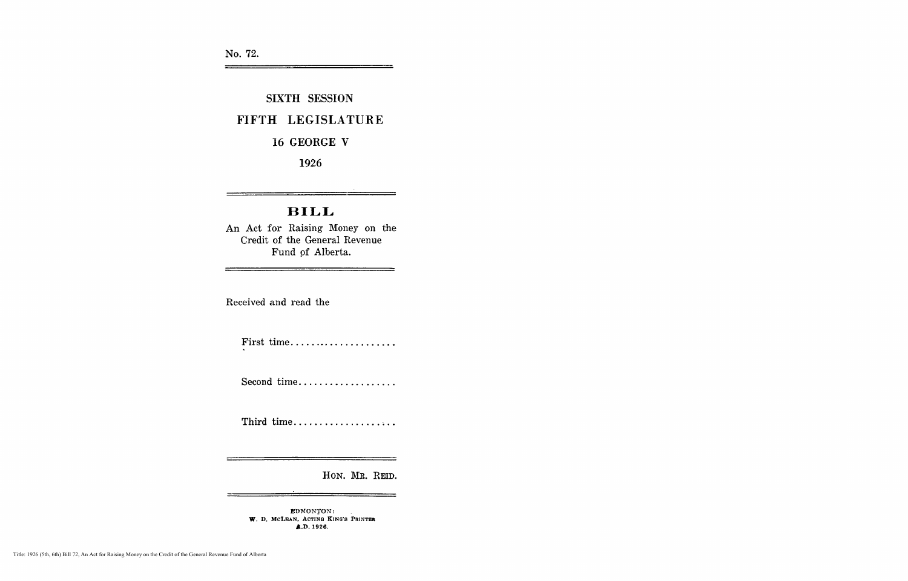No. 72.

## SIXTH SESSION

## FIFTH LEGISLATURE

## 16 GEORGE V

## 1926

# BILL

An Act for Raising Money on the Credit of the General Revenue Fund of Alberta.

Received and read the

First time.....................

Second time..................

Third time...................

HON. MR. REID.

EDMONTON:
W. D. McLEAN, ACTING KING'S PRINTER
A.D. 1926.